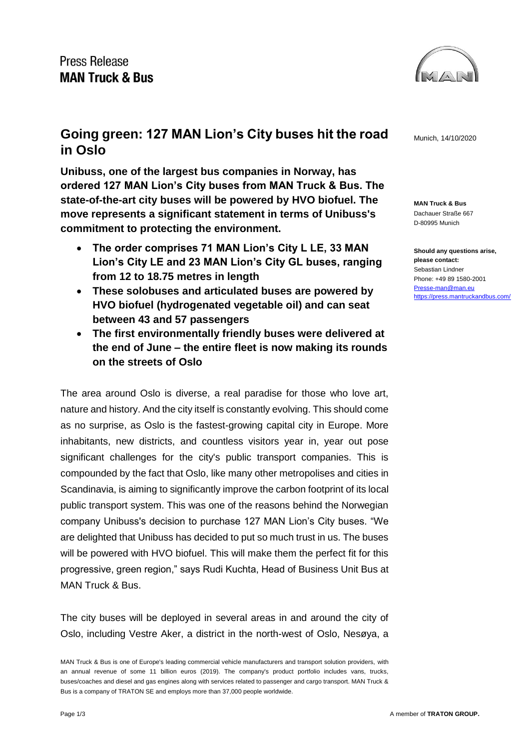Press Release
**MAN Truck & Bus**

# Going green: 127 MAN Lion's City buses hit the road in Oslo

Munich, 14/10/2020

**MAN Truck & Bus**
Dachauer Straße 667
D-80995 Munich

**Should any questions arise, please contact:**
Sebastian Lindner
Phone: +49 89 1580-2001
Presse-man@man.eu
https://press.mantruckandbus.com/

**Unibuss, one of the largest bus companies in Norway, has ordered 127 MAN Lion's City buses from MAN Truck & Bus. The state-of-the-art city buses will be powered by HVO biofuel. The move represents a significant statement in terms of Unibuss's commitment to protecting the environment.**

- **The order comprises 71 MAN Lion's City L LE, 33 MAN Lion's City LE and 23 MAN Lion's City GL buses, ranging from 12 to 18.75 metres in length**
- **These solobuses and articulated buses are powered by HVO biofuel (hydrogenated vegetable oil) and can seat between 43 and 57 passengers**
- **The first environmentally friendly buses were delivered at the end of June – the entire fleet is now making its rounds on the streets of Oslo**

The area around Oslo is diverse, a real paradise for those who love art, nature and history. And the city itself is constantly evolving. This should come as no surprise, as Oslo is the fastest-growing capital city in Europe. More inhabitants, new districts, and countless visitors year in, year out pose significant challenges for the city's public transport companies. This is compounded by the fact that Oslo, like many other metropolises and cities in Scandinavia, is aiming to significantly improve the carbon footprint of its local public transport system. This was one of the reasons behind the Norwegian company Unibuss's decision to purchase 127 MAN Lion's City buses. "We are delighted that Unibuss has decided to put so much trust in us. The buses will be powered with HVO biofuel. This will make them the perfect fit for this progressive, green region," says Rudi Kuchta, Head of Business Unit Bus at MAN Truck & Bus.

The city buses will be deployed in several areas in and around the city of Oslo, including Vestre Aker, a district in the north-west of Oslo, Nesøya, a

MAN Truck & Bus is one of Europe's leading commercial vehicle manufacturers and transport solution providers, with an annual revenue of some 11 billion euros (2019). The company's product portfolio includes vans, trucks, buses/coaches and diesel and gas engines along with services related to passenger and cargo transport. MAN Truck & Bus is a company of TRATON SE and employs more than 37,000 people worldwide.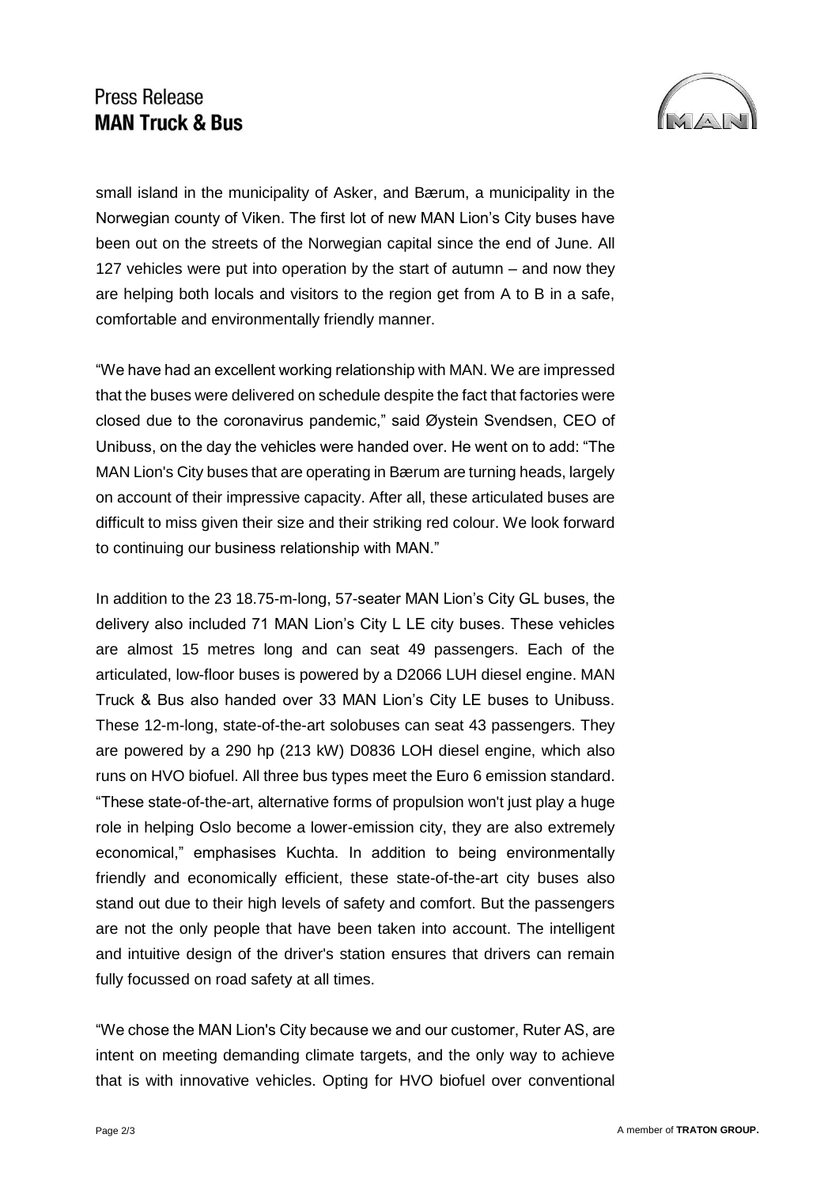small island in the municipality of Asker, and Bærum, a municipality in the Norwegian county of Viken. The first lot of new MAN Lion's City buses have been out on the streets of the Norwegian capital since the end of June. All 127 vehicles were put into operation by the start of autumn – and now they are helping both locals and visitors to the region get from A to B in a safe, comfortable and environmentally friendly manner.

"We have had an excellent working relationship with MAN. We are impressed that the buses were delivered on schedule despite the fact that factories were closed due to the coronavirus pandemic," said Øystein Svendsen, CEO of Unibuss, on the day the vehicles were handed over. He went on to add: "The MAN Lion's City buses that are operating in Bærum are turning heads, largely on account of their impressive capacity. After all, these articulated buses are difficult to miss given their size and their striking red colour. We look forward to continuing our business relationship with MAN."

In addition to the 23 18.75-m-long, 57-seater MAN Lion's City GL buses, the delivery also included 71 MAN Lion's City L LE city buses. These vehicles are almost 15 metres long and can seat 49 passengers. Each of the articulated, low-floor buses is powered by a D2066 LUH diesel engine. MAN Truck & Bus also handed over 33 MAN Lion's City LE buses to Unibuss. These 12-m-long, state-of-the-art solobuses can seat 43 passengers. They are powered by a 290 hp (213 kW) D0836 LOH diesel engine, which also runs on HVO biofuel. All three bus types meet the Euro 6 emission standard. "These state-of-the-art, alternative forms of propulsion won't just play a huge role in helping Oslo become a lower-emission city, they are also extremely economical," emphasises Kuchta. In addition to being environmentally friendly and economically efficient, these state-of-the-art city buses also stand out due to their high levels of safety and comfort. But the passengers are not the only people that have been taken into account. The intelligent and intuitive design of the driver's station ensures that drivers can remain fully focussed on road safety at all times.

"We chose the MAN Lion's City because we and our customer, Ruter AS, are intent on meeting demanding climate targets, and the only way to achieve that is with innovative vehicles. Opting for HVO biofuel over conventional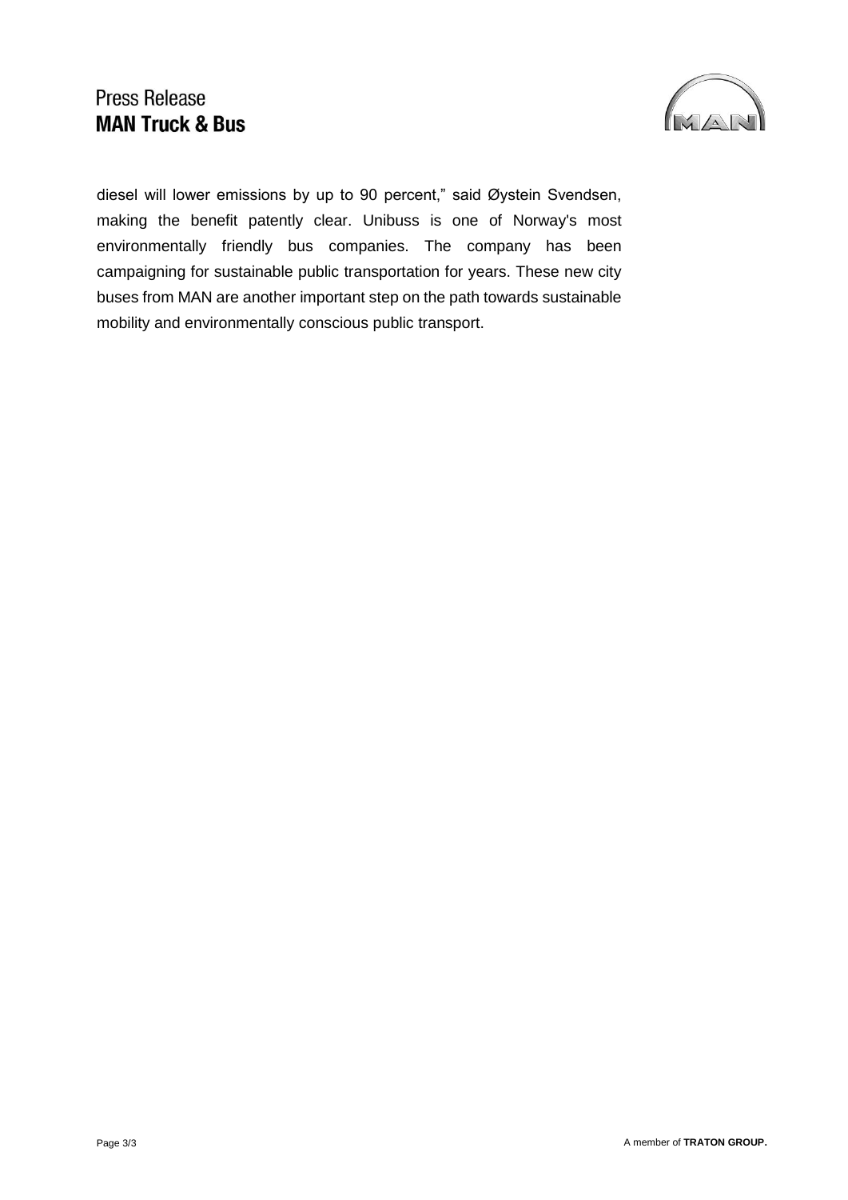diesel will lower emissions by up to 90 percent," said Øystein Svendsen, making the benefit patently clear. Unibuss is one of Norway's most environmentally friendly bus companies. The company has been campaigning for sustainable public transportation for years. These new city buses from MAN are another important step on the path towards sustainable mobility and environmentally conscious public transport.